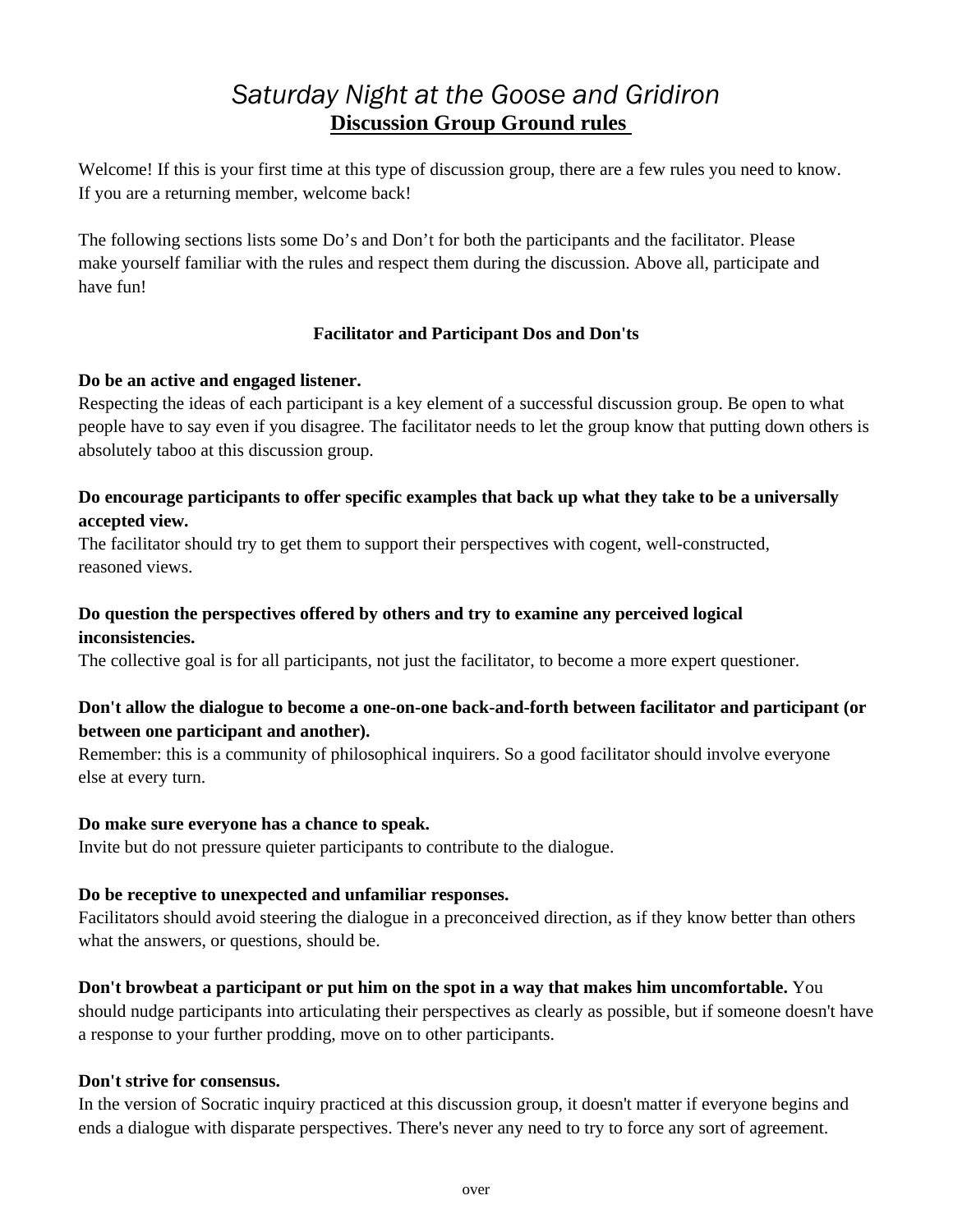# *Saturday Night at the Goose and Gridiron*

## Discussion Group Ground rules

Welcome! If this is your first time at this type of discussion group, there are a few rules you need to know. If you are a returning member, welcome back!

The following sections lists some Do's and Don't for both the participants and the facilitator. Please make yourself familiar with the rules and respect them during the discussion. Above all, participate and have fun!

### Facilitator and Participant Dos and Don'ts

**Do be an active and engaged listener.**
Respecting the ideas of each participant is a key element of a successful discussion group. Be open to what people have to say even if you disagree. The facilitator needs to let the group know that putting down others is absolutely taboo at this discussion group.

**Do encourage participants to offer specific examples that back up what they take to be a universally accepted view.**
The facilitator should try to get them to support their perspectives with cogent, well-constructed, reasoned views.

**Do question the perspectives offered by others and try to examine any perceived logical inconsistencies.**
The collective goal is for all participants, not just the facilitator, to become a more expert questioner.

**Don't allow the dialogue to become a one-on-one back-and-forth between facilitator and participant (or between one participant and another).**
Remember: this is a community of philosophical inquirers. So a good facilitator should involve everyone else at every turn.

**Do make sure everyone has a chance to speak.**
Invite but do not pressure quieter participants to contribute to the dialogue.

**Do be receptive to unexpected and unfamiliar responses.**
Facilitators should avoid steering the dialogue in a preconceived direction, as if they know better than others what the answers, or questions, should be.

**Don't browbeat a participant or put him on the spot in a way that makes him uncomfortable.** You should nudge participants into articulating their perspectives as clearly as possible, but if someone doesn't have a response to your further prodding, move on to other participants.

**Don't strive for consensus.**
In the version of Socratic inquiry practiced at this discussion group, it doesn't matter if everyone begins and ends a dialogue with disparate perspectives. There's never any need to try to force any sort of agreement.

over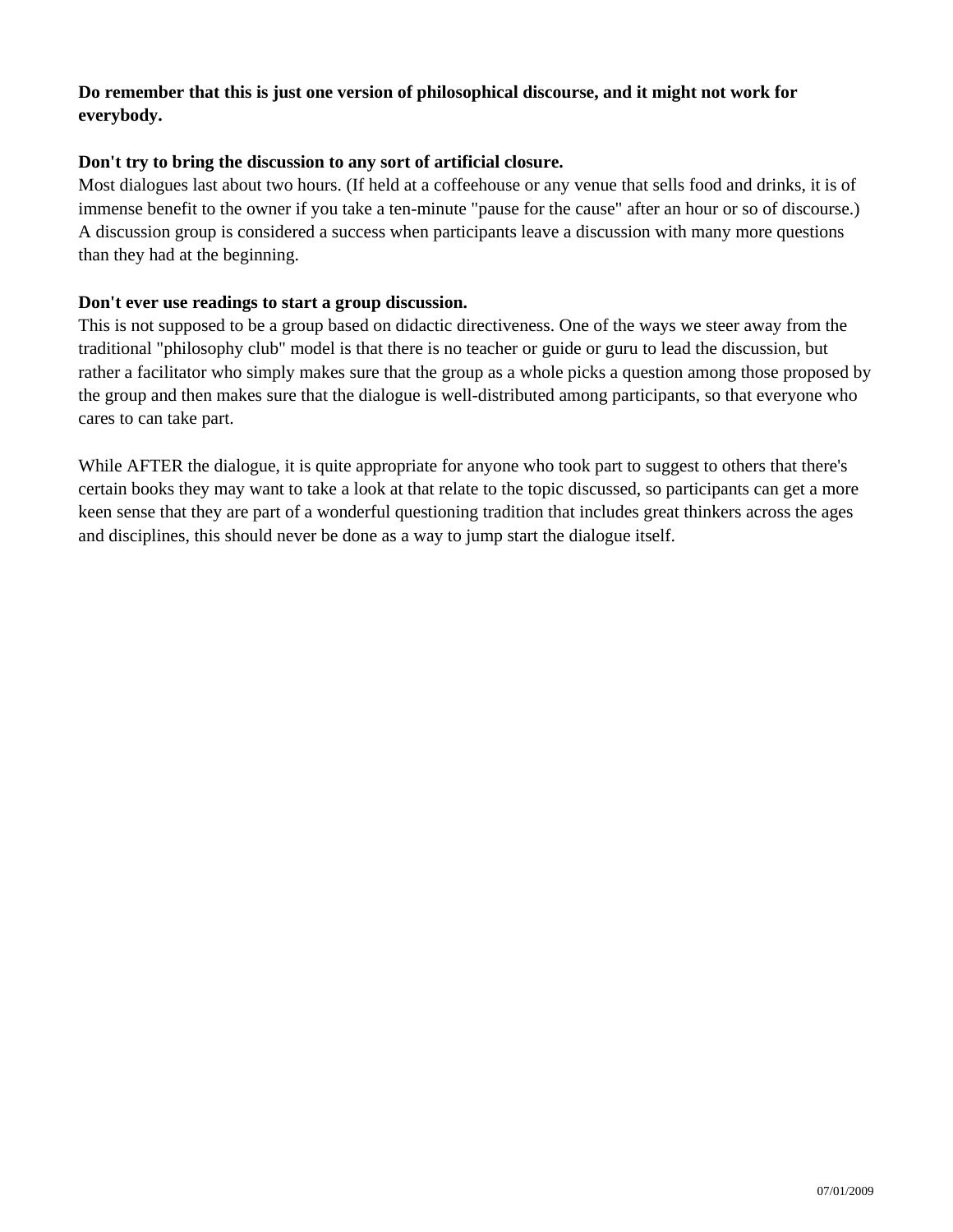**Do remember that this is just one version of philosophical discourse, and it might not work for everybody.**

**Don't try to bring the discussion to any sort of artificial closure.**
Most dialogues last about two hours. (If held at a coffeehouse or any venue that sells food and drinks, it is of immense benefit to the owner if you take a ten-minute "pause for the cause" after an hour or so of discourse.) A discussion group is considered a success when participants leave a discussion with many more questions than they had at the beginning.

**Don't ever use readings to start a group discussion.**
This is not supposed to be a group based on didactic directiveness. One of the ways we steer away from the traditional "philosophy club" model is that there is no teacher or guide or guru to lead the discussion, but rather a facilitator who simply makes sure that the group as a whole picks a question among those proposed by the group and then makes sure that the dialogue is well-distributed among participants, so that everyone who cares to can take part.

While AFTER the dialogue, it is quite appropriate for anyone who took part to suggest to others that there's certain books they may want to take a look at that relate to the topic discussed, so participants can get a more keen sense that they are part of a wonderful questioning tradition that includes great thinkers across the ages and disciplines, this should never be done as a way to jump start the dialogue itself.